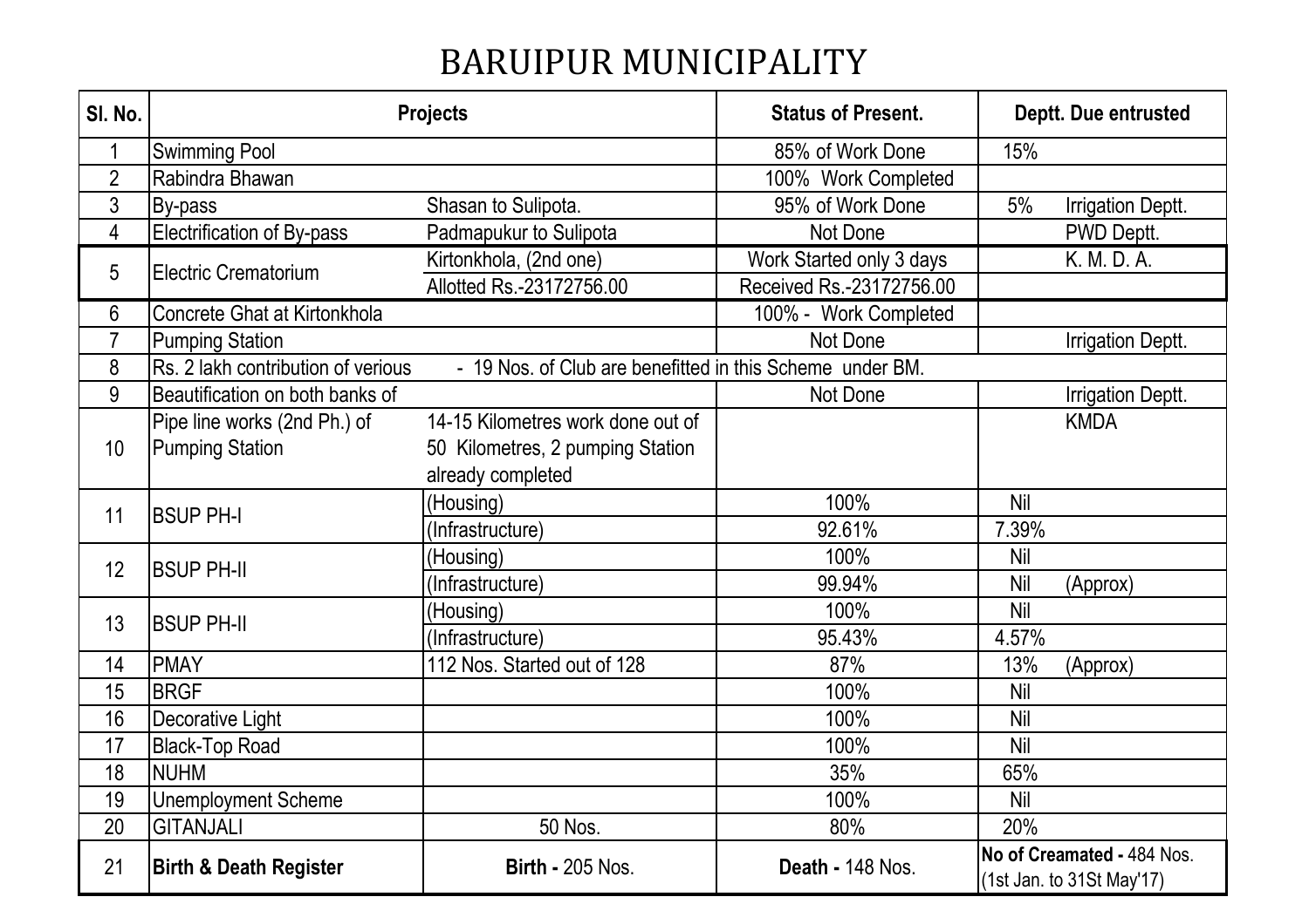# BARUIPUR MUNICIPALITY

| Sl. No. | Projects | | Status of Present. | Deptt. Due entrusted |
|---|---|---|---|---|
| 1 | Swimming Pool | | 85% of Work Done | 15% |
| 2 | Rabindra Bhawan | | 100% Work Completed | |
| 3 | By-pass | Shasan to Sulipota. | 95% of Work Done | 5% Irrigation Deptt. |
| 4 | Electrification of By-pass | Padmapukur to Sulipota | Not Done | PWD Deptt. |
| 5 | Electric Crematorium | Kirtonkhola, (2nd one) | Work Started only 3 days | K. M. D. A. |
| | | Allotted Rs.-23172756.00 | Received Rs.-23172756.00 | |
| 6 | Concrete Ghat at Kirtonkhola | | 100% - Work Completed | |
| 7 | Pumping Station | | Not Done | Irrigation Deptt. |
| 8 | Rs. 2 lakh contribution of verious | - 19 Nos. of Club are benefitted in this Scheme under BM. | | |
| 9 | Beautification on both banks of | | Not Done | Irrigation Deptt. |
| 10 | Pipe line works (2nd Ph.) of Pumping Station | 14-15 Kilometres work done out of 50 Kilometres, 2 pumping Station already completed | | KMDA |
| 11 | BSUP PH-I | (Housing) | 100% | Nil |
| | | (Infrastructure) | 92.61% | 7.39% |
| 12 | BSUP PH-II | (Housing) | 100% | Nil |
| | | (Infrastructure) | 99.94% | Nil (Approx) |
| 13 | BSUP PH-II | (Housing) | 100% | Nil |
| | | (Infrastructure) | 95.43% | 4.57% |
| 14 | PMAY | 112 Nos. Started out of 128 | 87% | 13% (Approx) |
| 15 | BRGF | | 100% | Nil |
| 16 | Decorative Light | | 100% | Nil |
| 17 | Black-Top Road | | 100% | Nil |
| 18 | NUHM | | 35% | 65% |
| 19 | Unemployment Scheme | | 100% | Nil |
| 20 | GITANJALI | 50 Nos. | 80% | 20% |
| 21 | **Birth & Death Register** | **Birth -** 205 Nos. | **Death -** 148 Nos. | **No of Creamated -** 484 Nos. (1st Jan. to 31St May'17) |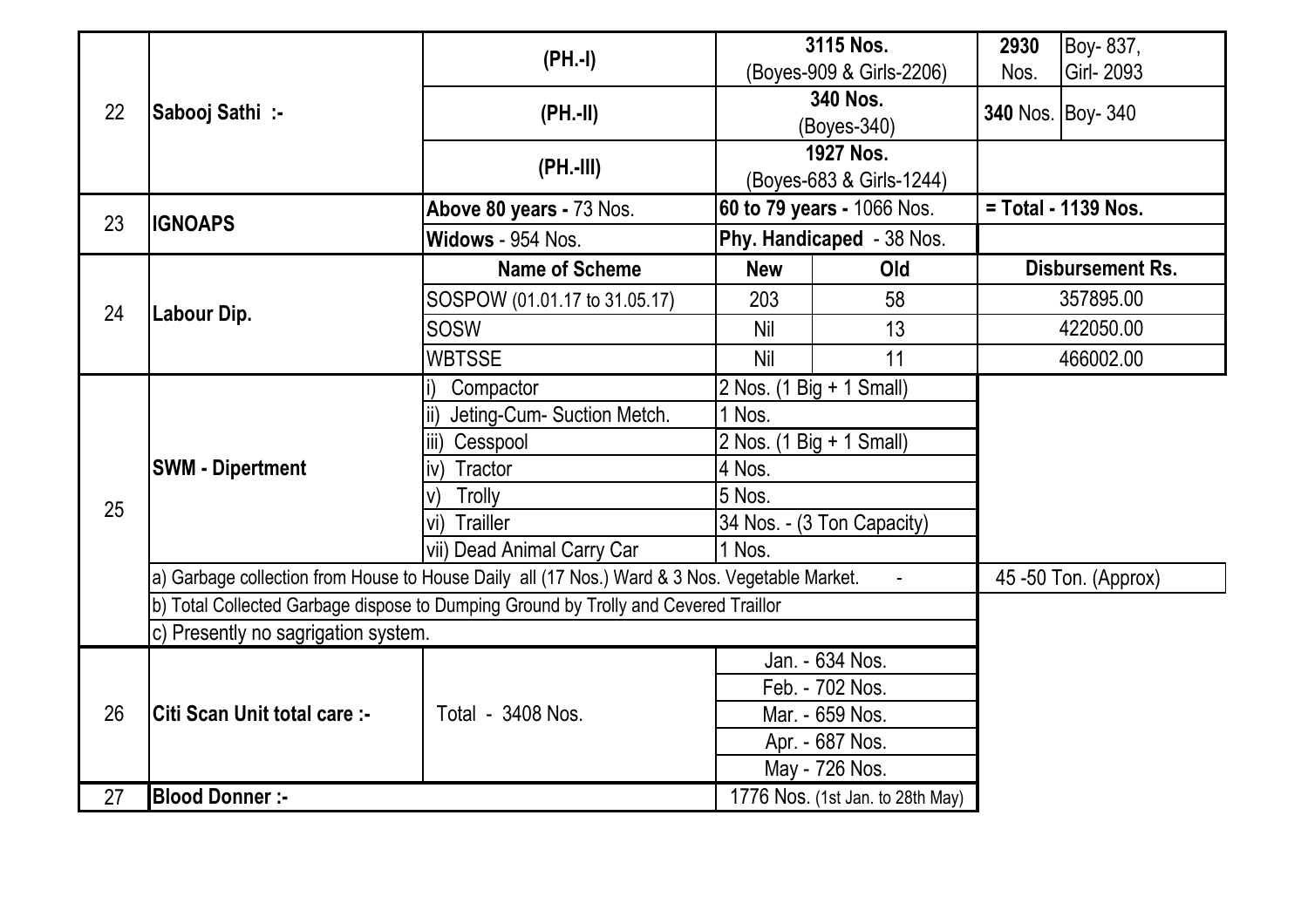| | | | | | | |
|---|---|---|---|---|---|---|
| 22 | Sabooj Sathi :- | (PH.-I) | 3115 Nos. (Boyes-909 & Girls-2206) | | 2930 Nos. | Boy- 837, Girl- 2093 |
| | | (PH.-II) | 340 Nos. (Boyes-340) | | 340 Nos. | Boy- 340 |
| | | (PH.-III) | 1927 Nos. (Boyes-683 & Girls-1244) | | | |
| 23 | IGNOAPS | Above 80 years - 73 Nos. | 60 to 79 years - 1066 Nos. | | = Total - 1139 Nos. | |
| | | Widows - 954 Nos. | Phy. Handicaped - 38 Nos. | | | |
| 24 | Labour Dip. | Name of Scheme | New | Old | Disbursement Rs. | |
| | | SOSPOW (01.01.17 to 31.05.17) | 203 | 58 | 357895.00 | |
| | | SOSW | Nil | 13 | 422050.00 | |
| | | WBTSSE | Nil | 11 | 466002.00 | |
| 25 | SWM - Dipertment | i) Compactor | 2 Nos. (1 Big + 1 Small) | | | |
| | | ii) Jeting-Cum- Suction Metch. | 1 Nos. | | | |
| | | iii) Cesspool | 2 Nos. (1 Big + 1 Small) | | | |
| | | iv) Tractor | 4 Nos. | | | |
| | | v) Trolly | 5 Nos. | | | |
| | | vi) Trailler | 34 Nos. - (3 Ton Capacity) | | | |
| | | vii) Dead Animal Carry Car | 1 Nos. | | | |
| | a) Garbage collection from House to House Daily all (17 Nos.) Ward & 3 Nos. Vegetable Market. - | | | | 45 -50 Ton. (Approx) | |
| | b) Total Collected Garbage dispose to Dumping Ground by Trolly and Cevered Traillor | | | | | |
| | c) Presently no sagrigation system. | | | | | |
| 26 | Citi Scan Unit total care :- | Total - 3408 Nos. | Jan. - 634 Nos. | | | |
| | | | Feb. - 702 Nos. | | | |
| | | | Mar. - 659 Nos. | | | |
| | | | Apr. - 687 Nos. | | | |
| | | | May - 726 Nos. | | | |
| 27 | Blood Donner :- | | 1776 Nos. (1st Jan. to 28th May) | | | |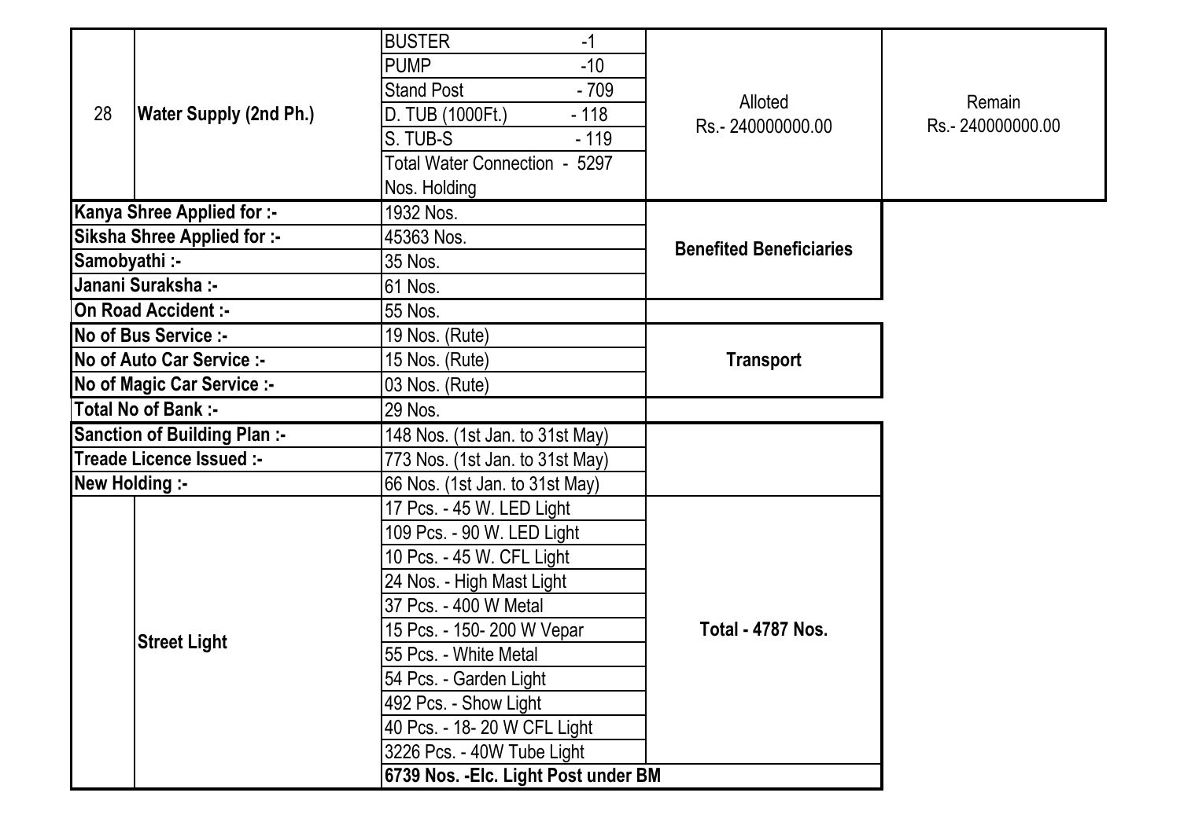| | | | | |
|---|---|---|---|---|
| 28 | Water Supply (2nd Ph.) | BUSTER -1<br>PUMP -10<br>Stand Post - 709<br>D. TUB (1000Ft.) - 118<br>S. TUB-S - 119<br>Total Water Connection - 5297 Nos. Holding | Alloted<br>Rs.- 240000000.00 | Remain<br>Rs.- 240000000.00 |
| **Kanya Shree Applied for :-** | | 1932 Nos. | **Benefited Beneficiaries** | |
| **Siksha Shree Applied for :-** | | 45363 Nos. | | |
| **Samobyathi :-** | | 35 Nos. | | |
| **Janani Suraksha :-** | | 61 Nos. | | |
| **On Road Accident :-** | | 55 Nos. | | |
| **No of Bus Service :-** | | 19 Nos. (Rute) | **Transport** | |
| **No of Auto Car Service :-** | | 15 Nos. (Rute) | | |
| **No of Magic Car Service :-** | | 03 Nos. (Rute) | | |
| **Total No of Bank :-** | | 29 Nos. | | |
| **Sanction of Building Plan :-** | | 148 Nos. (1st Jan. to 31st May) | | |
| **Treade Licence Issued :-** | | 773 Nos. (1st Jan. to 31st May) | | |
| **New Holding :-** | | 66 Nos. (1st Jan. to 31st May) | | |
| | **Street Light** | 17 Pcs. - 45 W. LED Light<br>109 Pcs. - 90 W. LED Light<br>10 Pcs. - 45 W. CFL Light<br>24 Nos. - High Mast Light<br>37 Pcs. - 400 W Metal<br>15 Pcs. - 150- 200 W Vepar<br>55 Pcs. - White Metal<br>54 Pcs. - Garden Light<br>492 Pcs. - Show Light<br>40 Pcs. - 18- 20 W CFL Light<br>3226 Pcs. - 40W Tube Light | **Total - 4787 Nos.** | |
| | | **6739 Nos. -Elc. Light Post under BM** | | |